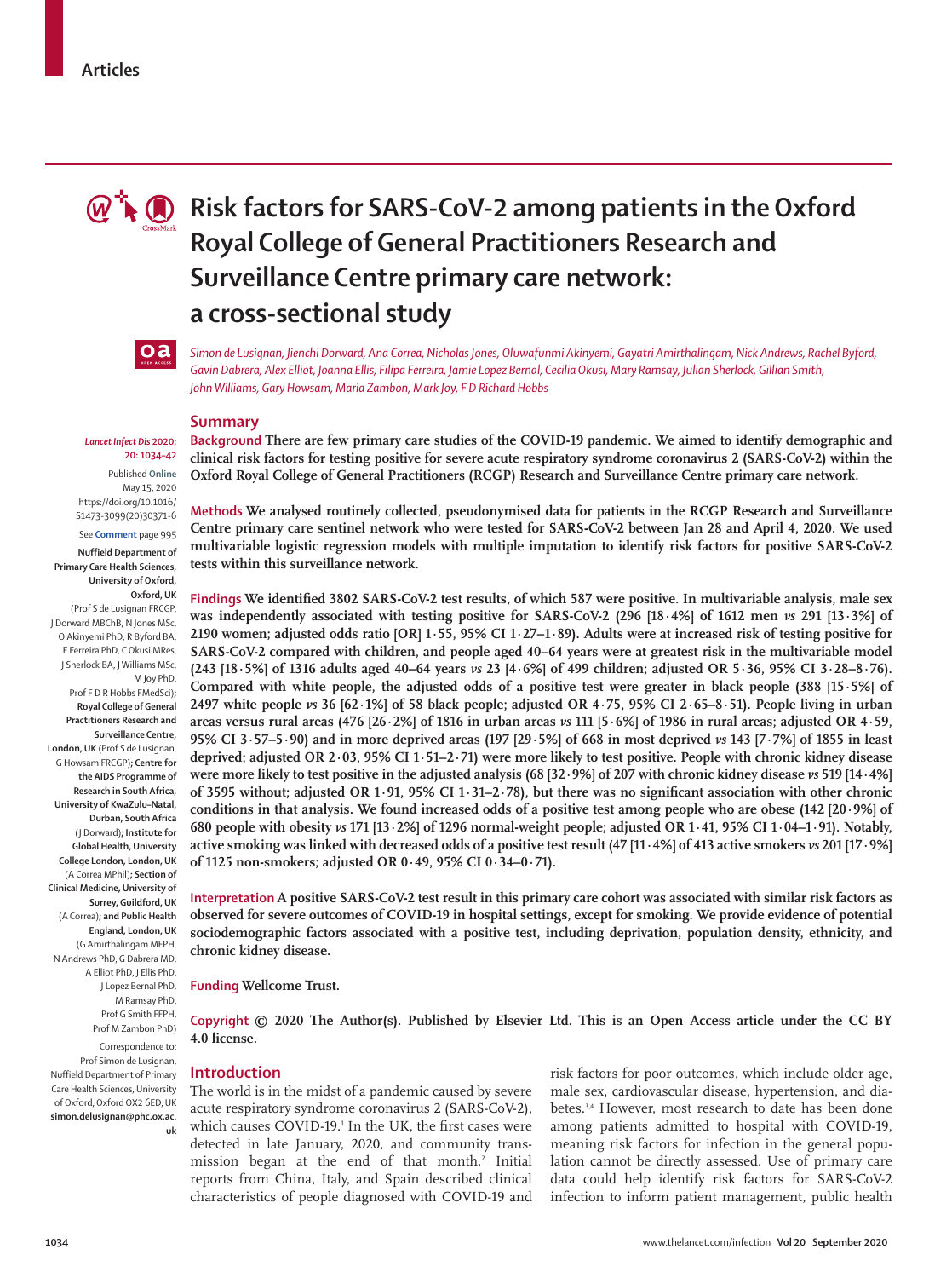Articles

# Risk factors for SARS-CoV-2 among patients in the Oxford Royal College of General Practitioners Research and Surveillance Centre primary care network: a cross-sectional study

*Simon de Lusignan, Jienchi Dorward, Ana Correa, Nicholas Jones, Oluwafunmi Akinyemi, Gayatri Amirthalingam, Nick Andrews, Rachel Byford, Gavin Dabrera, Alex Elliot, Joanna Ellis, Filipa Ferreira, Jamie Lopez Bernal, Cecilia Okusi, Mary Ramsay, Julian Sherlock, Gillian Smith, John Williams, Gary Howsam, Maria Zambon, Mark Joy, F D Richard Hobbs*

*Lancet Infect Dis* 2020; 20: 1034–42

Published Online May 15, 2020 https://doi.org/10.1016/S1473-3099(20)30371-6

See Comment page 995

**Nuffield Department of Primary Care Health Sciences, University of Oxford, Oxford, UK** (Prof S de Lusignan FRCGP, J Dorward MBChB, N Jones MSc, O Akinyemi PhD, R Byford BA, F Ferreira PhD, C Okusi MRes, J Sherlock BA, J Williams MSc, M Joy PhD, Prof F D R Hobbs FMedSci)**; Royal College of General Practitioners Research and Surveillance Centre, London, UK** (Prof S de Lusignan, G Howsam FRCGP)**; Centre for the AIDS Programme of Research in South Africa, University of KwaZulu–Natal, Durban, South Africa** (J Dorward)**; Institute for Global Health, University College London, London, UK** (A Correa MPhil)**; Section of Clinical Medicine, University of Surrey, Guildford, UK** (A Correa)**; and Public Health England, London, UK** (G Amirthalingam MFPH, N Andrews PhD, G Dabrera MD, A Elliot PhD, J Ellis PhD, J Lopez Bernal PhD, M Ramsay PhD, Prof G Smith FFPH, Prof M Zambon PhD)

Correspondence to: Prof Simon de Lusignan, Nuffield Department of Primary Care Health Sciences, University of Oxford, Oxford OX2 6ED, UK **simon.delusignan@phc.ox.ac.uk**

## Summary

**Background** There are few primary care studies of the COVID-19 pandemic. We aimed to identify demographic and clinical risk factors for testing positive for severe acute respiratory syndrome coronavirus 2 (SARS-CoV-2) within the Oxford Royal College of General Practitioners (RCGP) Research and Surveillance Centre primary care network.

**Methods** We analysed routinely collected, pseudonymised data for patients in the RCGP Research and Surveillance Centre primary care sentinel network who were tested for SARS-CoV-2 between Jan 28 and April 4, 2020. We used multivariable logistic regression models with multiple imputation to identify risk factors for positive SARS-CoV-2 tests within this surveillance network.

**Findings** We identified 3802 SARS-CoV-2 test results, of which 587 were positive. In multivariable analysis, male sex was independently associated with testing positive for SARS-CoV-2 (296 [18·4%] of 1612 men *vs* 291 [13·3%] of 2190 women; adjusted odds ratio [OR] 1·55, 95% CI 1·27–1·89). Adults were at increased risk of testing positive for SARS-CoV-2 compared with children, and people aged 40–64 years were at greatest risk in the multivariable model (243 [18·5%] of 1316 adults aged 40–64 years *vs* 23 [4·6%] of 499 children; adjusted OR 5·36, 95% CI 3·28–8·76). Compared with white people, the adjusted odds of a positive test were greater in black people (388 [15·5%] of 2497 white people *vs* 36 [62·1%] of 58 black people; adjusted OR 4·75, 95% CI 2·65–8·51). People living in urban areas versus rural areas (476 [26·2%] of 1816 in urban areas *vs* 111 [5·6%] of 1986 in rural areas; adjusted OR 4·59, 95% CI 3·57–5·90) and in more deprived areas (197 [29·5%] of 668 in most deprived *vs* 143 [7·7%] of 1855 in least deprived; adjusted OR 2·03, 95% CI 1·51–2·71) were more likely to test positive. People with chronic kidney disease were more likely to test positive in the adjusted analysis (68 [32·9%] of 207 with chronic kidney disease *vs* 519 [14·4%] of 3595 without; adjusted OR 1·91, 95% CI 1·31–2·78), but there was no significant association with other chronic conditions in that analysis. We found increased odds of a positive test among people who are obese (142 [20·9%] of 680 people with obesity *vs* 171 [13·2%] of 1296 normal-weight people; adjusted OR 1·41, 95% CI 1·04–1·91). Notably, active smoking was linked with decreased odds of a positive test result (47 [11·4%] of 413 active smokers *vs* 201 [17·9%] of 1125 non-smokers; adjusted OR 0·49, 95% CI 0·34–0·71).

**Interpretation** A positive SARS-CoV-2 test result in this primary care cohort was associated with similar risk factors as observed for severe outcomes of COVID-19 in hospital settings, except for smoking. We provide evidence of potential sociodemographic factors associated with a positive test, including deprivation, population density, ethnicity, and chronic kidney disease.

**Funding** Wellcome Trust.

**Copyright** © 2020 The Author(s). Published by Elsevier Ltd. This is an Open Access article under the CC BY 4.0 license.

## Introduction

The world is in the midst of a pandemic caused by severe acute respiratory syndrome coronavirus 2 (SARS-CoV-2), which causes COVID-19.[1] In the UK, the first cases were detected in late January, 2020, and community transmission began at the end of that month.[2] Initial reports from China, Italy, and Spain described clinical characteristics of people diagnosed with COVID-19 and risk factors for poor outcomes, which include older age, male sex, cardiovascular disease, hypertension, and diabetes.[3,4] However, most research to date has been done among patients admitted to hospital with COVID-19, meaning risk factors for infection in the general population cannot be directly assessed. Use of primary care data could help identify risk factors for SARS-CoV-2 infection to inform patient management, public health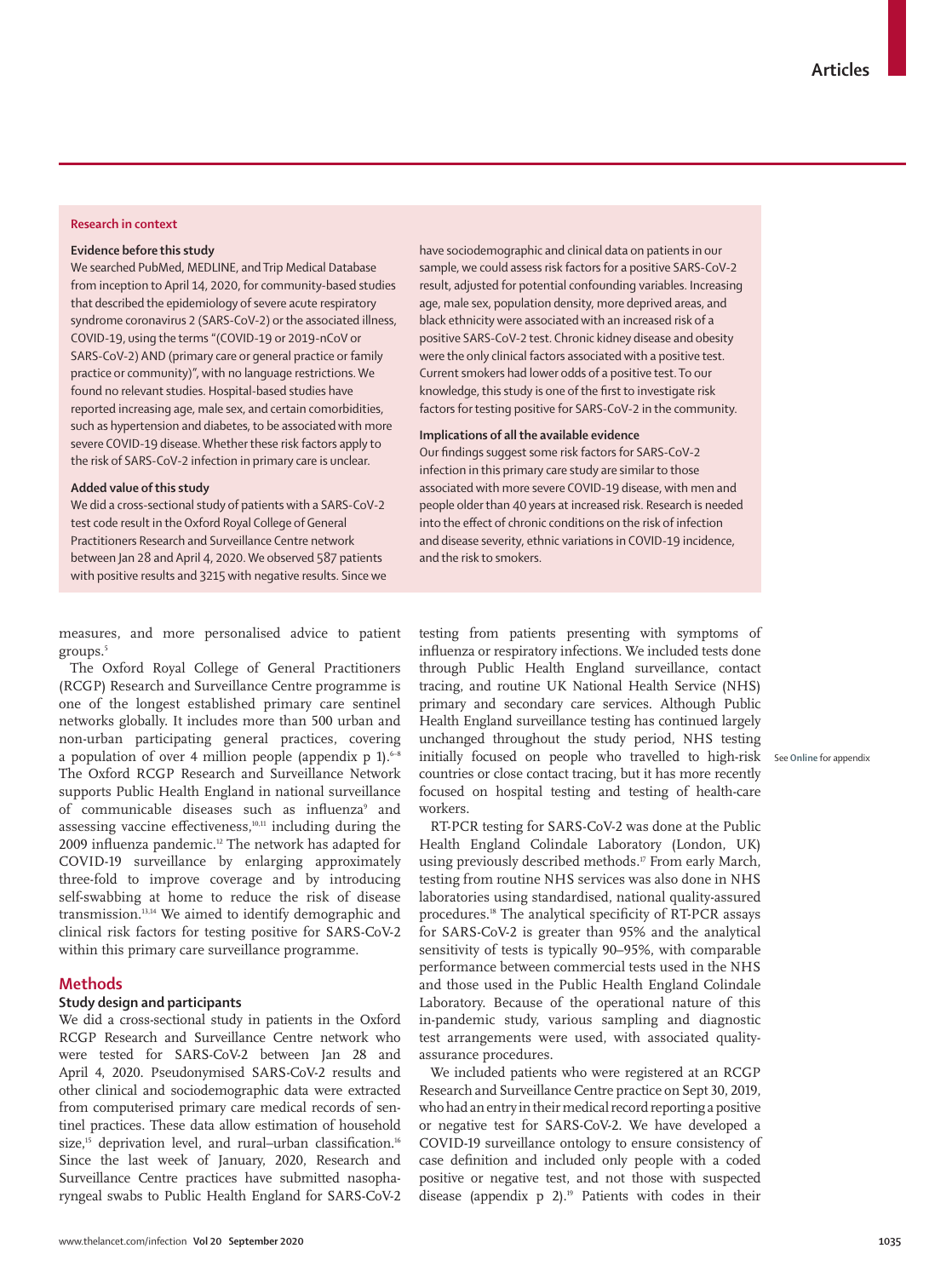## Research in context

### Evidence before this study

We searched PubMed, MEDLINE, and Trip Medical Database from inception to April 14, 2020, for community-based studies that described the epidemiology of severe acute respiratory syndrome coronavirus 2 (SARS-CoV-2) or the associated illness, COVID-19, using the terms "(COVID-19 or 2019-nCoV or SARS-CoV-2) AND (primary care or general practice or family practice or community)", with no language restrictions. We found no relevant studies. Hospital-based studies have reported increasing age, male sex, and certain comorbidities, such as hypertension and diabetes, to be associated with more severe COVID-19 disease. Whether these risk factors apply to the risk of SARS-CoV-2 infection in primary care is unclear.

### Added value of this study

We did a cross-sectional study of patients with a SARS-CoV-2 test code result in the Oxford Royal College of General Practitioners Research and Surveillance Centre network between Jan 28 and April 4, 2020. We observed 587 patients with positive results and 3215 with negative results. Since we have sociodemographic and clinical data on patients in our sample, we could assess risk factors for a positive SARS-CoV-2 result, adjusted for potential confounding variables. Increasing age, male sex, population density, more deprived areas, and black ethnicity were associated with an increased risk of a positive SARS-CoV-2 test. Chronic kidney disease and obesity were the only clinical factors associated with a positive test. Current smokers had lower odds of a positive test. To our knowledge, this study is one of the first to investigate risk factors for testing positive for SARS-CoV-2 in the community.

### Implications of all the available evidence

Our findings suggest some risk factors for SARS-CoV-2 infection in this primary care study are similar to those associated with more severe COVID-19 disease, with men and people older than 40 years at increased risk. Research is needed into the effect of chronic conditions on the risk of infection and disease severity, ethnic variations in COVID-19 incidence, and the risk to smokers.

measures, and more personalised advice to patient groups.[5]

The Oxford Royal College of General Practitioners (RCGP) Research and Surveillance Centre programme is one of the longest established primary care sentinel networks globally. It includes more than 500 urban and non-urban participating general practices, covering a population of over 4 million people (appendix p 1).[6–8] The Oxford RCGP Research and Surveillance Network supports Public Health England in national surveillance of communicable diseases such as influenza[9] and assessing vaccine effectiveness,[10,11] including during the 2009 influenza pandemic.[12] The network has adapted for COVID-19 surveillance by enlarging approximately three-fold to improve coverage and by introducing self-swabbing at home to reduce the risk of disease transmission.[13,14] We aimed to identify demographic and clinical risk factors for testing positive for SARS-CoV-2 within this primary care surveillance programme.

## Methods

### Study design and participants

We did a cross-sectional study in patients in the Oxford RCGP Research and Surveillance Centre network who were tested for SARS-CoV-2 between Jan 28 and April 4, 2020. Pseudonymised SARS-CoV-2 results and other clinical and sociodemographic data were extracted from computerised primary care medical records of sentinel practices. These data allow estimation of household size,[15] deprivation level, and rural–urban classification.[16] Since the last week of January, 2020, Research and Surveillance Centre practices have submitted nasopharyngeal swabs to Public Health England for SARS-CoV-2 testing from patients presenting with symptoms of influenza or respiratory infections. We included tests done through Public Health England surveillance, contact tracing, and routine UK National Health Service (NHS) primary and secondary care services. Although Public Health England surveillance testing has continued largely unchanged throughout the study period, NHS testing initially focused on people who travelled to high-risk countries or close contact tracing, but it has more recently focused on hospital testing and testing of health-care workers.

See Online for appendix

RT-PCR testing for SARS-CoV-2 was done at the Public Health England Colindale Laboratory (London, UK) using previously described methods.[17] From early March, testing from routine NHS services was also done in NHS laboratories using standardised, national quality-assured procedures.[18] The analytical specificity of RT-PCR assays for SARS-CoV-2 is greater than 95% and the analytical sensitivity of tests is typically 90–95%, with comparable performance between commercial tests used in the NHS and those used in the Public Health England Colindale Laboratory. Because of the operational nature of this in-pandemic study, various sampling and diagnostic test arrangements were used, with associated quality-assurance procedures.

We included patients who were registered at an RCGP Research and Surveillance Centre practice on Sept 30, 2019, who had an entry in their medical record reporting a positive or negative test for SARS-CoV-2. We have developed a COVID-19 surveillance ontology to ensure consistency of case definition and included only people with a coded positive or negative test, and not those with suspected disease (appendix p 2).[19] Patients with codes in their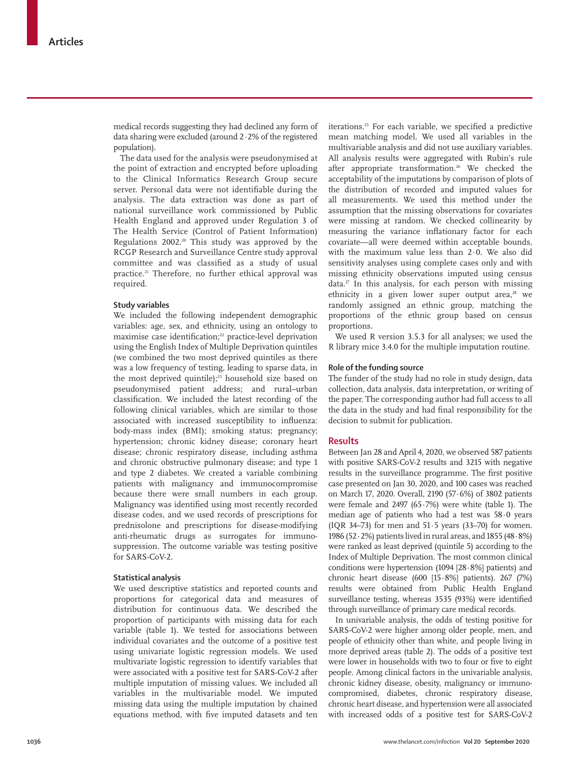medical records suggesting they had declined any form of data sharing were excluded (around 2·2% of the registered population).

The data used for the analysis were pseudonymised at the point of extraction and encrypted before uploading to the Clinical Informatics Research Group secure server. Personal data were not identifiable during the analysis. The data extraction was done as part of national surveillance work commissioned by Public Health England and approved under Regulation 3 of The Health Service (Control of Patient Information) Regulations 2002.[20] This study was approved by the RCGP Research and Surveillance Centre study approval committee and was classified as a study of usual practice.[21] Therefore, no further ethical approval was required.

### Study variables

We included the following independent demographic variables: age, sex, and ethnicity, using an ontology to maximise case identification;[22] practice-level deprivation using the English Index of Multiple Deprivation quintiles (we combined the two most deprived quintiles as there was a low frequency of testing, leading to sparse data, in the most deprived quintile);[23] household size based on pseudonymised patient address; and rural–urban classification. We included the latest recording of the following clinical variables, which are similar to those associated with increased susceptibility to influenza: body-mass index (BMI); smoking status; pregnancy; hypertension; chronic kidney disease; coronary heart disease; chronic respiratory disease, including asthma and chronic obstructive pulmonary disease; and type 1 and type 2 diabetes. We created a variable combining patients with malignancy and immunocompromise because there were small numbers in each group. Malignancy was identified using most recently recorded disease codes, and we used records of prescriptions for prednisolone and prescriptions for disease-modifying anti-rheumatic drugs as surrogates for immunosuppression. The outcome variable was testing positive for SARS-CoV-2.

### Statistical analysis

We used descriptive statistics and reported counts and proportions for categorical data and measures of distribution for continuous data. We described the proportion of participants with missing data for each variable (table 1). We tested for associations between individual covariates and the outcome of a positive test using univariate logistic regression models. We used multivariate logistic regression to identify variables that were associated with a positive test for SARS-CoV-2 after multiple imputation of missing values. We included all variables in the multivariable model. We imputed missing data using the multiple imputation by chained equations method, with five imputed datasets and ten iterations.[25] For each variable, we specified a predictive mean matching model. We used all variables in the multivariable analysis and did not use auxiliary variables. All analysis results were aggregated with Rubin's rule after appropriate transformation.[26] We checked the acceptability of the imputations by comparison of plots of the distribution of recorded and imputed values for all measurements. We used this method under the assumption that the missing observations for covariates were missing at random. We checked collinearity by measuring the variance inflationary factor for each covariate—all were deemed within acceptable bounds, with the maximum value less than 2·0. We also did sensitivity analyses using complete cases only and with missing ethnicity observations imputed using census data.[27] In this analysis, for each person with missing ethnicity in a given lower super output area,[28] we randomly assigned an ethnic group, matching the proportions of the ethnic group based on census proportions.

We used R version 3.5.3 for all analyses; we used the R library mice 3.4.0 for the multiple imputation routine.

### Role of the funding source

The funder of the study had no role in study design, data collection, data analysis, data interpretation, or writing of the paper. The corresponding author had full access to all the data in the study and had final responsibility for the decision to submit for publication.

## Results

Between Jan 28 and April 4, 2020, we observed 587 patients with positive SARS-CoV-2 results and 3215 with negative results in the surveillance programme. The first positive case presented on Jan 30, 2020, and 100 cases was reached on March 17, 2020. Overall, 2190 (57·6%) of 3802 patients were female and 2497 (65·7%) were white (table 1). The median age of patients who had a test was 58·0 years (IQR 34–73) for men and 51·5 years (33–70) for women. 1986 (52·2%) patients lived in rural areas, and 1855 (48·8%) were ranked as least deprived (quintile 5) according to the Index of Multiple Deprivation. The most common clinical conditions were hypertension (1094 [28·8%] patients) and chronic heart disease (600 [15·8%] patients). 267 (7%) results were obtained from Public Health England surveillance testing, whereas 3535 (93%) were identified through surveillance of primary care medical records.

In univariable analysis, the odds of testing positive for SARS-CoV-2 were higher among older people, men, and people of ethnicity other than white, and people living in more deprived areas (table 2). The odds of a positive test were lower in households with two to four or five to eight people. Among clinical factors in the univariable analysis, chronic kidney disease, obesity, malignancy or immunocompromised, diabetes, chronic respiratory disease, chronic heart disease, and hypertension were all associated with increased odds of a positive test for SARS-CoV-2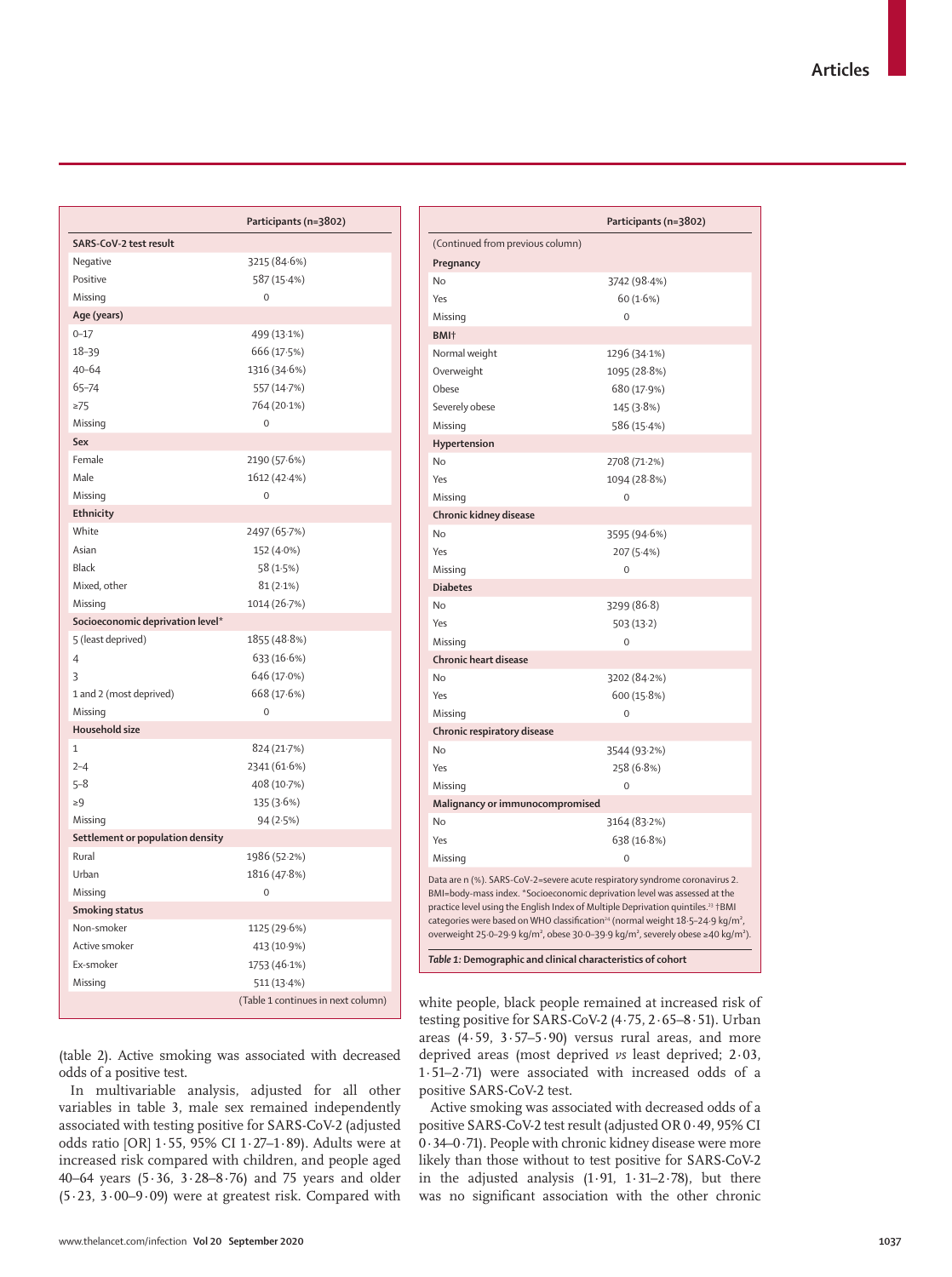| | Participants (n=3802) |
|---|---|
| **SARS-CoV-2 test result** | |
| Negative | 3215 (84·6%) |
| Positive | 587 (15·4%) |
| Missing | 0 |
| **Age (years)** | |
| 0–17 | 499 (13·1%) |
| 18–39 | 666 (17·5%) |
| 40–64 | 1316 (34·6%) |
| 65–74 | 557 (14·7%) |
| ≥75 | 764 (20·1%) |
| Missing | 0 |
| **Sex** | |
| Female | 2190 (57·6%) |
| Male | 1612 (42·4%) |
| Missing | 0 |
| **Ethnicity** | |
| White | 2497 (65·7%) |
| Asian | 152 (4·0%) |
| Black | 58 (1·5%) |
| Mixed, other | 81 (2·1%) |
| Missing | 1014 (26·7%) |
| **Socioeconomic deprivation level*** | |
| 5 (least deprived) | 1855 (48·8%) |
| 4 | 633 (16·6%) |
| 3 | 646 (17·0%) |
| 1 and 2 (most deprived) | 668 (17·6%) |
| Missing | 0 |
| **Household size** | |
| 1 | 824 (21·7%) |
| 2–4 | 2341 (61·6%) |
| 5–8 | 408 (10·7%) |
| ≥9 | 135 (3·6%) |
| Missing | 94 (2·5%) |
| **Settlement or population density** | |
| Rural | 1986 (52·2%) |
| Urban | 1816 (47·8%) |
| Missing | 0 |
| **Smoking status** | |
| Non-smoker | 1125 (29·6%) |
| Active smoker | 413 (10·9%) |
| Ex-smoker | 1753 (46·1%) |
| Missing | 511 (13·4%) |
| **Pregnancy** | |
| No | 3742 (98·4%) |
| Yes | 60 (1·6%) |
| Missing | 0 |
| **BMI†** | |
| Normal weight | 1296 (34·1%) |
| Overweight | 1095 (28·8%) |
| Obese | 680 (17·9%) |
| Severely obese | 145 (3·8%) |
| Missing | 586 (15·4%) |
| **Hypertension** | |
| No | 2708 (71·2%) |
| Yes | 1094 (28·8%) |
| Missing | 0 |
| **Chronic kidney disease** | |
| No | 3595 (94·6%) |
| Yes | 207 (5·4%) |
| Missing | 0 |
| **Diabetes** | |
| No | 3299 (86·8) |
| Yes | 503 (13·2) |
| Missing | 0 |
| **Chronic heart disease** | |
| No | 3202 (84·2%) |
| Yes | 600 (15·8%) |
| Missing | 0 |
| **Chronic respiratory disease** | |
| No | 3544 (93·2%) |
| Yes | 258 (6·8%) |
| Missing | 0 |
| **Malignancy or immunocompromised** | |
| No | 3164 (83·2%) |
| Yes | 638 (16·8%) |
| Missing | 0 |

Data are n (%). SARS-CoV-2=severe acute respiratory syndrome coronavirus 2. BMI=body-mass index. *Socioeconomic deprivation level was assessed at the practice level using the English Index of Multiple Deprivation quintiles.[23] †BMI categories were based on WHO classification[24] (normal weight 18·5–24·9 kg/m², overweight 25·0–29·9 kg/m², obese 30·0–39·9 kg/m², severely obese ≥40 kg/m²).

*Table 1:* **Demographic and clinical characteristics of cohort**

(table 2). Active smoking was associated with decreased odds of a positive test.

In multivariable analysis, adjusted for all other variables in table 3, male sex remained independently associated with testing positive for SARS-CoV-2 (adjusted odds ratio [OR] 1·55, 95% CI 1·27–1·89). Adults were at increased risk compared with children, and people aged 40–64 years (5·36, 3·28–8·76) and 75 years and older (5·23, 3·00–9·09) were at greatest risk. Compared with white people, black people remained at increased risk of testing positive for SARS-CoV-2 (4·75, 2·65–8·51). Urban areas (4·59, 3·57–5·90) versus rural areas, and more deprived areas (most deprived *vs* least deprived; 2·03, 1·51–2·71) were associated with increased odds of a positive SARS-CoV-2 test.

Active smoking was associated with decreased odds of a positive SARS-CoV-2 test result (adjusted OR 0·49, 95% CI 0·34–0·71). People with chronic kidney disease were more likely than those without to test positive for SARS-CoV-2 in the adjusted analysis (1·91, 1·31–2·78), but there was no significant association with the other chronic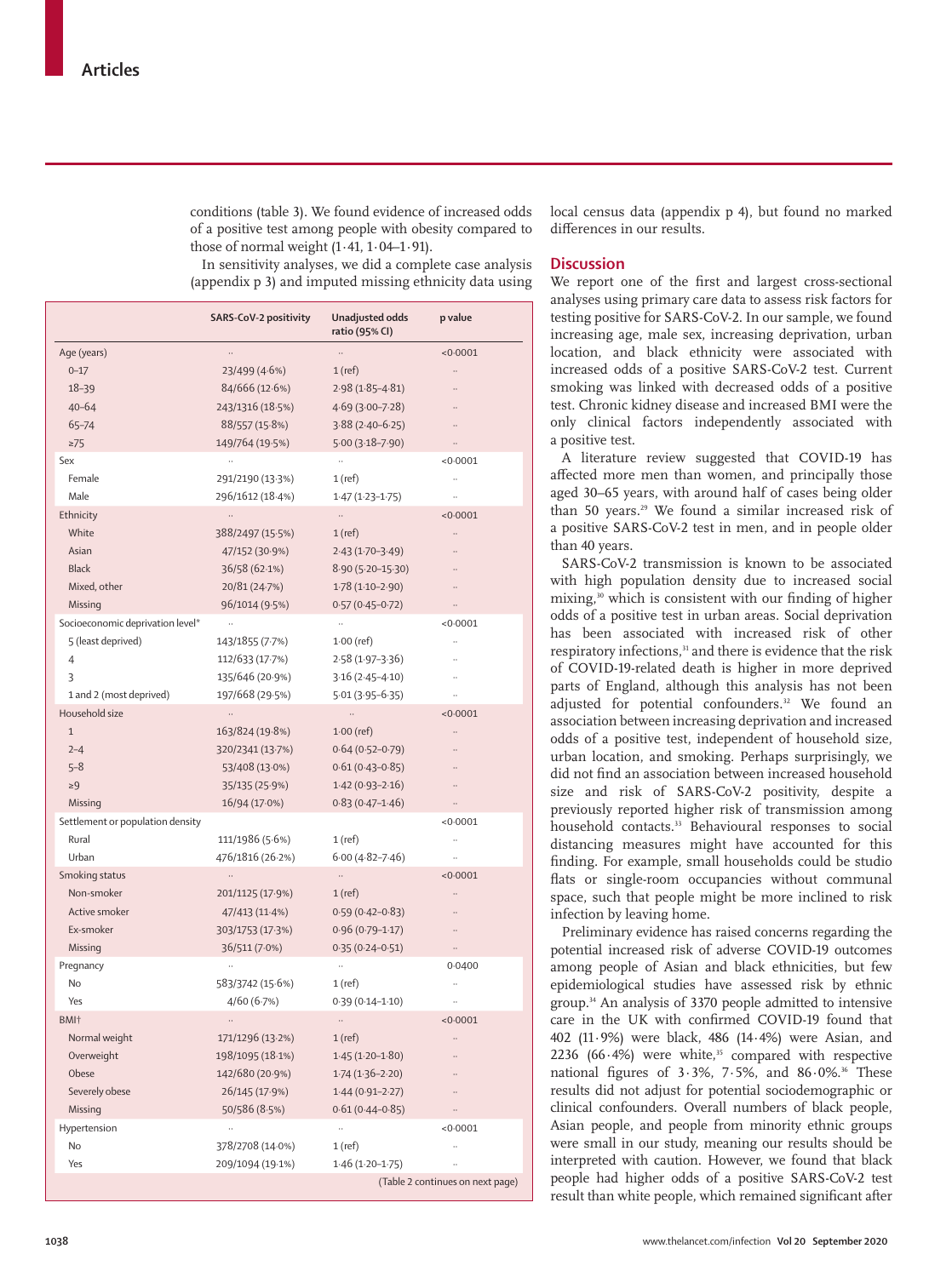conditions (table 3). We found evidence of increased odds of a positive test among people with obesity compared to those of normal weight (1·41, 1·04–1·91).

In sensitivity analyses, we did a complete case analysis (appendix p 3) and imputed missing ethnicity data using local census data (appendix p 4), but found no marked differences in our results.

| | SARS-CoV-2 positivity | Unadjusted odds ratio (95% CI) | p value |
|---|---|---|---|
| Age (years) | .. | .. | <0·0001 |
| 0–17 | 23/499 (4·6%) | 1 (ref) | .. |
| 18–39 | 84/666 (12·6%) | 2·98 (1·85–4·81) | .. |
| 40–64 | 243/1316 (18·5%) | 4·69 (3·00–7·28) | .. |
| 65–74 | 88/557 (15·8%) | 3·88 (2·40–6·25) | .. |
| ≥75 | 149/764 (19·5%) | 5·00 (3·18–7·90) | .. |
| Sex | .. | .. | <0·0001 |
| Female | 291/2190 (13·3%) | 1 (ref) | .. |
| Male | 296/1612 (18·4%) | 1·47 (1·23–1·75) | .. |
| Ethnicity | .. | .. | <0·0001 |
| White | 388/2497 (15·5%) | 1 (ref) | .. |
| Asian | 47/152 (30·9%) | 2·43 (1·70–3·49) | .. |
| Black | 36/58 (62·1%) | 8·90 (5·20–15·30) | .. |
| Mixed, other | 20/81 (24·7%) | 1·78 (1·10–2·90) | .. |
| Missing | 96/1014 (9·5%) | 0·57 (0·45–0·72) | .. |
| Socioeconomic deprivation level* | .. | .. | <0·0001 |
| 5 (least deprived) | 143/1855 (7·7%) | 1·00 (ref) | .. |
| 4 | 112/633 (17·7%) | 2·58 (1·97–3·36) | .. |
| 3 | 135/646 (20·9%) | 3·16 (2·45–4·10) | .. |
| 1 and 2 (most deprived) | 197/668 (29·5%) | 5·01 (3·95–6·35) | .. |
| Household size | .. | .. | <0·0001 |
| 1 | 163/824 (19·8%) | 1·00 (ref) | .. |
| 2–4 | 320/2341 (13·7%) | 0·64 (0·52–0·79) | .. |
| 5–8 | 53/408 (13·0%) | 0·61 (0·43–0·85) | .. |
| ≥9 | 35/135 (25·9%) | 1·42 (0·93–2·16) | .. |
| Missing | 16/94 (17·0%) | 0·83 (0·47–1·46) | .. |
| Settlement or population density | | | <0·0001 |
| Rural | 111/1986 (5·6%) | 1 (ref) | .. |
| Urban | 476/1816 (26·2%) | 6·00 (4·82–7·46) | .. |
| Smoking status | .. | .. | <0·0001 |
| Non-smoker | 201/1125 (17·9%) | 1 (ref) | .. |
| Active smoker | 47/413 (11·4%) | 0·59 (0·42–0·83) | .. |
| Ex-smoker | 303/1753 (17·3%) | 0·96 (0·79–1·17) | .. |
| Missing | 36/511 (7·0%) | 0·35 (0·24–0·51) | .. |
| Pregnancy | .. | .. | 0·0400 |
| No | 583/3742 (15·6%) | 1 (ref) | .. |
| Yes | 4/60 (6·7%) | 0·39 (0·14–1·10) | .. |
| BMI† | .. | .. | <0·0001 |
| Normal weight | 171/1296 (13·2%) | 1 (ref) | .. |
| Overweight | 198/1095 (18·1%) | 1·45 (1·20–1·80) | .. |
| Obese | 142/680 (20·9%) | 1·74 (1·36–2·20) | .. |
| Severely obese | 26/145 (17·9%) | 1·44 (0·91–2·27) | .. |
| Missing | 50/586 (8·5%) | 0·61 (0·44–0·85) | .. |
| Hypertension | .. | .. | <0·0001 |
| No | 378/2708 (14·0%) | 1 (ref) | .. |
| Yes | 209/1094 (19·1%) | 1·46 (1·20–1·75) | .. |

(Table 2 continues on next page)

## Discussion

We report one of the first and largest cross-sectional analyses using primary care data to assess risk factors for testing positive for SARS-CoV-2. In our sample, we found increasing age, male sex, increasing deprivation, urban location, and black ethnicity were associated with increased odds of a positive SARS-CoV-2 test. Current smoking was linked with decreased odds of a positive test. Chronic kidney disease and increased BMI were the only clinical factors independently associated with a positive test.

A literature review suggested that COVID-19 has affected more men than women, and principally those aged 30–65 years, with around half of cases being older than 50 years.[29] We found a similar increased risk of a positive SARS-CoV-2 test in men, and in people older than 40 years.

SARS-CoV-2 transmission is known to be associated with high population density due to increased social mixing,[30] which is consistent with our finding of higher odds of a positive test in urban areas. Social deprivation has been associated with increased risk of other respiratory infections,[31] and there is evidence that the risk of COVID-19-related death is higher in more deprived parts of England, although this analysis has not been adjusted for potential confounders.[32] We found an association between increasing deprivation and increased odds of a positive test, independent of household size, urban location, and smoking. Perhaps surprisingly, we did not find an association between increased household size and risk of SARS-CoV-2 positivity, despite a previously reported higher risk of transmission among household contacts.[33] Behavioural responses to social distancing measures might have accounted for this finding. For example, small households could be studio flats or single-room occupancies without communal space, such that people might be more inclined to risk infection by leaving home.

Preliminary evidence has raised concerns regarding the potential increased risk of adverse COVID-19 outcomes among people of Asian and black ethnicities, but few epidemiological studies have assessed risk by ethnic group.[34] An analysis of 3370 people admitted to intensive care in the UK with confirmed COVID-19 found that 402 (11·9%) were black, 486 (14·4%) were Asian, and 2236 (66·4%) were white,[35] compared with respective national figures of 3·3%, 7·5%, and 86·0%.[36] These results did not adjust for potential sociodemographic or clinical confounders. Overall numbers of black people, Asian people, and people from minority ethnic groups were small in our study, meaning our results should be interpreted with caution. However, we found that black people had higher odds of a positive SARS-CoV-2 test result than white people, which remained significant after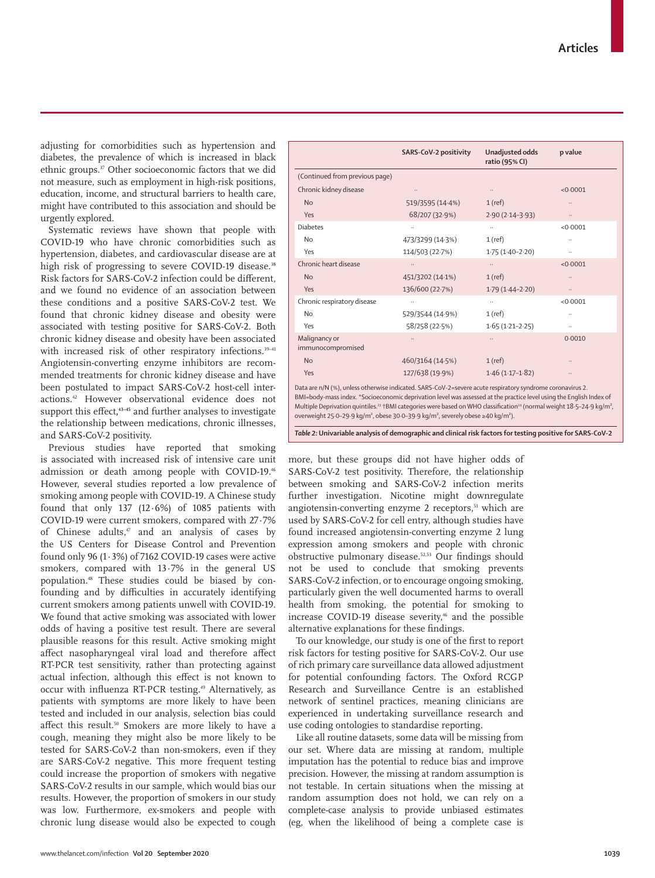adjusting for comorbidities such as hypertension and diabetes, the prevalence of which is increased in black ethnic groups.[37] Other socioeconomic factors that we did not measure, such as employment in high-risk positions, education, income, and structural barriers to health care, might have contributed to this association and should be urgently explored.

Systematic reviews have shown that people with COVID-19 who have chronic comorbidities such as hypertension, diabetes, and cardiovascular disease are at high risk of progressing to severe COVID-19 disease.[38] Risk factors for SARS-CoV-2 infection could be different, and we found no evidence of an association between these conditions and a positive SARS-CoV-2 test. We found that chronic kidney disease and obesity were associated with testing positive for SARS-CoV-2. Both chronic kidney disease and obesity have been associated with increased risk of other respiratory infections.[39–41] Angiotensin-converting enzyme inhibitors are recommended treatments for chronic kidney disease and have been postulated to impact SARS-CoV-2 host-cell interactions.[42] However observational evidence does not support this effect,[43–45] and further analyses to investigate the relationship between medications, chronic illnesses, and SARS-CoV-2 positivity.

Previous studies have reported that smoking is associated with increased risk of intensive care unit admission or death among people with COVID-19.[46] However, several studies reported a low prevalence of smoking among people with COVID-19. A Chinese study found that only 137 (12·6%) of 1085 patients with COVID-19 were current smokers, compared with 27·7% of Chinese adults,[47] and an analysis of cases by the US Centers for Disease Control and Prevention found only 96 (1·3%) of 7162 COVID-19 cases were active smokers, compared with 13·7% in the general US population.[48] These studies could be biased by confounding and by difficulties in accurately identifying current smokers among patients unwell with COVID-19. We found that active smoking was associated with lower odds of having a positive test result. There are several plausible reasons for this result. Active smoking might affect nasopharyngeal viral load and therefore affect RT-PCR test sensitivity, rather than protecting against actual infection, although this effect is not known to occur with influenza RT-PCR testing.[49] Alternatively, as patients with symptoms are more likely to have been tested and included in our analysis, selection bias could affect this result.[50] Smokers are more likely to have a cough, meaning they might also be more likely to be tested for SARS-CoV-2 than non-smokers, even if they are SARS-CoV-2 negative. This more frequent testing could increase the proportion of smokers with negative SARS-CoV-2 results in our sample, which would bias our results. However, the proportion of smokers in our study was low. Furthermore, ex-smokers and people with chronic lung disease would also be expected to cough more, but these groups did not have higher odds of SARS-CoV-2 test positivity. Therefore, the relationship between smoking and SARS-CoV-2 infection merits further investigation. Nicotine might downregulate angiotensin-converting enzyme 2 receptors,[51] which are used by SARS-CoV-2 for cell entry, although studies have found increased angiotensin-converting enzyme 2 lung expression among smokers and people with chronic obstructive pulmonary disease.[52,53] Our findings should not be used to conclude that smoking prevents SARS-CoV-2 infection, or to encourage ongoing smoking, particularly given the well documented harms to overall health from smoking, the potential for smoking to increase COVID-19 disease severity,[46] and the possible alternative explanations for these findings.

To our knowledge, our study is one of the first to report risk factors for testing positive for SARS-CoV-2. Our use of rich primary care surveillance data allowed adjustment for potential confounding factors. The Oxford RCGP Research and Surveillance Centre is an established network of sentinel practices, meaning clinicians are experienced in undertaking surveillance research and use coding ontologies to standardise reporting.

Like all routine datasets, some data will be missing from our set. Where data are missing at random, multiple imputation has the potential to reduce bias and improve precision. However, the missing at random assumption is not testable. In certain situations when the missing at random assumption does not hold, we can rely on a complete-case analysis to provide unbiased estimates (eg, when the likelihood of being a complete case is

| | SARS-CoV-2 positivity | Unadjusted odds ratio (95% CI) | p value |
|---|---|---|---|
| (Continued from previous page) | | | |
| Chronic kidney disease | .. | .. | <0·0001 |
| No | 519/3595 (14·4%) | 1 (ref) | .. |
| Yes | 68/207 (32·9%) | 2·90 (2·14–3·93) | .. |
| Diabetes | .. | .. | <0·0001 |
| No | 473/3299 (14·3%) | 1 (ref) | .. |
| Yes | 114/503 (22·7%) | 1·75 (1·40–2·20) | .. |
| Chronic heart disease | .. | .. | <0·0001 |
| No | 451/3202 (14·1%) | 1 (ref) | .. |
| Yes | 136/600 (22·7%) | 1·79 (1·44–2·20) | .. |
| Chronic respiratory disease | .. | .. | <0·0001 |
| No | 529/3544 (14·9%) | 1 (ref) | .. |
| Yes | 58/258 (22·5%) | 1·65 (1·21–2·25) | .. |
| Malignancy or immunocompromised | .. | .. | 0·0010 |
| No | 460/3164 (14·5%) | 1 (ref) | .. |
| Yes | 127/638 (19·9%) | 1·46 (1·17–1·82) | .. |

Data are n/N (%), unless otherwise indicated. SARS-CoV-2=severe acute respiratory syndrome coronavirus 2. BMI=body-mass index. *Socioeconomic deprivation level was assessed at the practice level using the English Index of Multiple Deprivation quintiles.[23] †BMI categories were based on WHO classification[24] (normal weight 18·5–24·9 kg/m², overweight 25·0–29·9 kg/m², obese 30·0–39·9 kg/m², severely obese ≥40 kg/m²).

*Table 2:* **Univariable analysis of demographic and clinical risk factors for testing positive for SARS-CoV-2**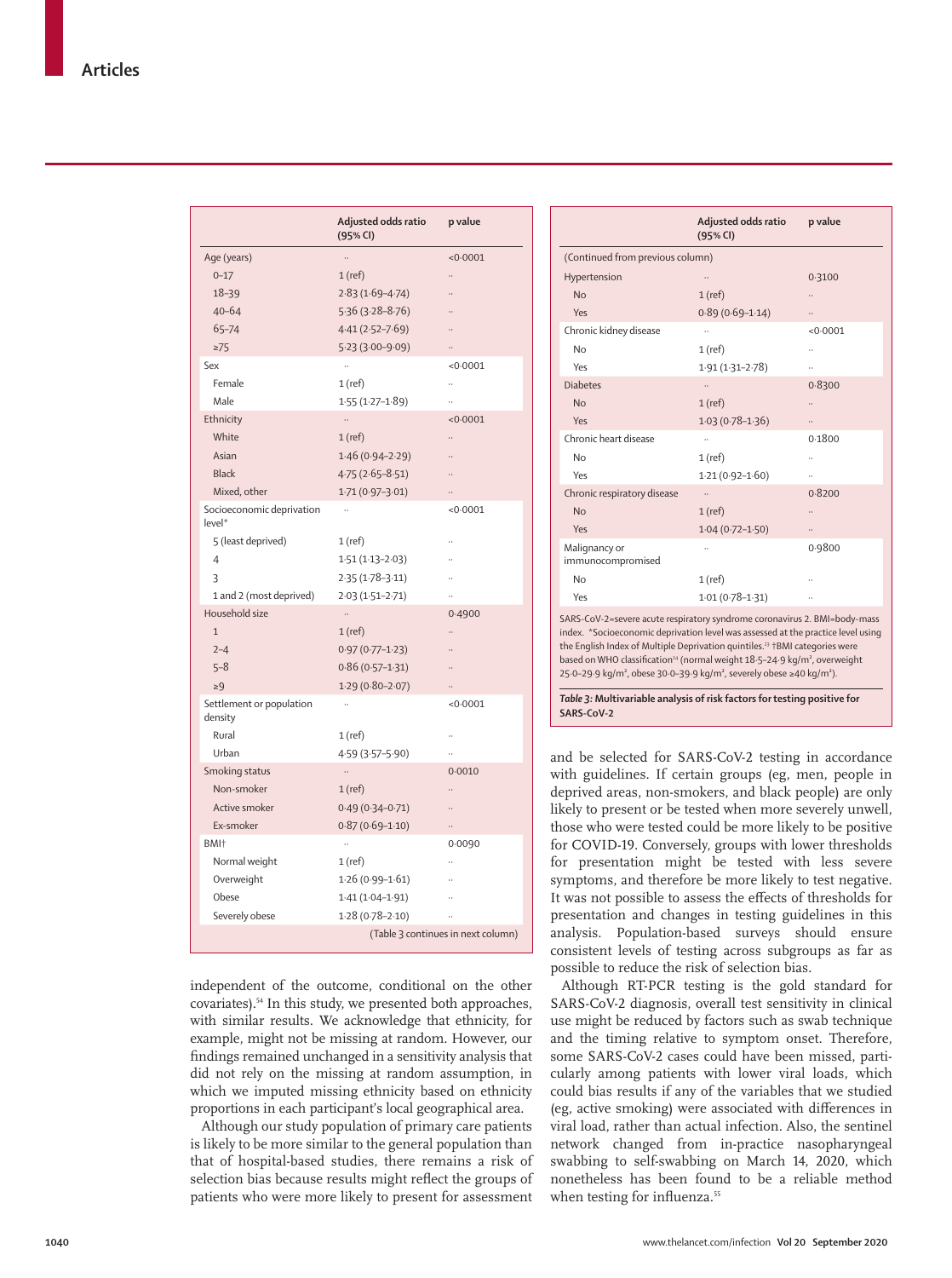|  | Adjusted odds ratio (95% CI) | p value |
|---|---|---|
| Age (years) | .. | <0·0001 |
| 0–17 | 1 (ref) | .. |
| 18–39 | 2·83 (1·69–4·74) | .. |
| 40–64 | 5·36 (3·28–8·76) | .. |
| 65–74 | 4·41 (2·52–7·69) | .. |
| ≥75 | 5·23 (3·00–9·09) | .. |
| Sex | .. | <0·0001 |
| Female | 1 (ref) | .. |
| Male | 1·55 (1·27–1·89) | .. |
| Ethnicity | .. | <0·0001 |
| White | 1 (ref) | .. |
| Asian | 1·46 (0·94–2·29) | .. |
| Black | 4·75 (2·65–8·51) | .. |
| Mixed, other | 1·71 (0·97–3·01) | .. |
| Socioeconomic deprivation level* | .. | <0·0001 |
| 5 (least deprived) | 1 (ref) | .. |
| 4 | 1·51 (1·13–2·03) | .. |
| 3 | 2·35 (1·78–3·11) | .. |
| 1 and 2 (most deprived) | 2·03 (1·51–2·71) | .. |
| Household size | .. | 0·4900 |
| 1 | 1 (ref) | .. |
| 2–4 | 0·97 (0·77–1·23) | .. |
| 5–8 | 0·86 (0·57–1·31) | .. |
| ≥9 | 1·29 (0·80–2·07) | .. |
| Settlement or population density | .. | <0·0001 |
| Rural | 1 (ref) | .. |
| Urban | 4·59 (3·57–5·90) | .. |
| Smoking status | .. | 0·0010 |
| Non-smoker | 1 (ref) | .. |
| Active smoker | 0·49 (0·34–0·71) | .. |
| Ex-smoker | 0·87 (0·69–1·10) | .. |
| BMI† | .. | 0·0090 |
| Normal weight | 1 (ref) | .. |
| Overweight | 1·26 (0·99–1·61) | .. |
| Obese | 1·41 (1·04–1·91) | .. |
| Severely obese | 1·28 (0·78–2·10) | .. |
| Hypertension | .. | 0·3100 |
| No | 1 (ref) | .. |
| Yes | 0·89 (0·69–1·14) | .. |
| Chronic kidney disease | .. | <0·0001 |
| No | 1 (ref) | .. |
| Yes | 1·91 (1·31–2·78) | .. |
| Diabetes | .. | 0·8300 |
| No | 1 (ref) | .. |
| Yes | 1·03 (0·78–1·36) | .. |
| Chronic heart disease | .. | 0·1800 |
| No | 1 (ref) | .. |
| Yes | 1·21 (0·92–1·60) | .. |
| Chronic respiratory disease | .. | 0·8200 |
| No | 1 (ref) | .. |
| Yes | 1·04 (0·72–1·50) | .. |
| Malignancy or immunocompromised | .. | 0·9800 |
| No | 1 (ref) | .. |
| Yes | 1·01 (0·78–1·31) | .. |

SARS-CoV-2=severe acute respiratory syndrome coronavirus 2. BMI=body-mass index. *Socioeconomic deprivation level was assessed at the practice level using the English Index of Multiple Deprivation quintiles.[23] †BMI categories were based on WHO classification[24] (normal weight 18·5–24·9 kg/m², overweight 25·0–29·9 kg/m², obese 30·0–39·9 kg/m², severely obese ≥40 kg/m²).

***Table 3:* Multivariable analysis of risk factors for testing positive for SARS-CoV-2**

independent of the outcome, conditional on the other covariates).[54] In this study, we presented both approaches, with similar results. We acknowledge that ethnicity, for example, might not be missing at random. However, our findings remained unchanged in a sensitivity analysis that did not rely on the missing at random assumption, in which we imputed missing ethnicity based on ethnicity proportions in each participant's local geographical area.

Although our study population of primary care patients is likely to be more similar to the general population than that of hospital-based studies, there remains a risk of selection bias because results might reflect the groups of patients who were more likely to present for assessment and be selected for SARS-CoV-2 testing in accordance with guidelines. If certain groups (eg, men, people in deprived areas, non-smokers, and black people) are only likely to present or be tested when more severely unwell, those who were tested could be more likely to be positive for COVID-19. Conversely, groups with lower thresholds for presentation might be tested with less severe symptoms, and therefore be more likely to test negative. It was not possible to assess the effects of thresholds for presentation and changes in testing guidelines in this analysis. Population-based surveys should ensure consistent levels of testing across subgroups as far as possible to reduce the risk of selection bias.

Although RT-PCR testing is the gold standard for SARS-CoV-2 diagnosis, overall test sensitivity in clinical use might be reduced by factors such as swab technique and the timing relative to symptom onset. Therefore, some SARS-CoV-2 cases could have been missed, particularly among patients with lower viral loads, which could bias results if any of the variables that we studied (eg, active smoking) were associated with differences in viral load, rather than actual infection. Also, the sentinel network changed from in-practice nasopharyngeal swabbing to self-swabbing on March 14, 2020, which nonetheless has been found to be a reliable method when testing for influenza.[55]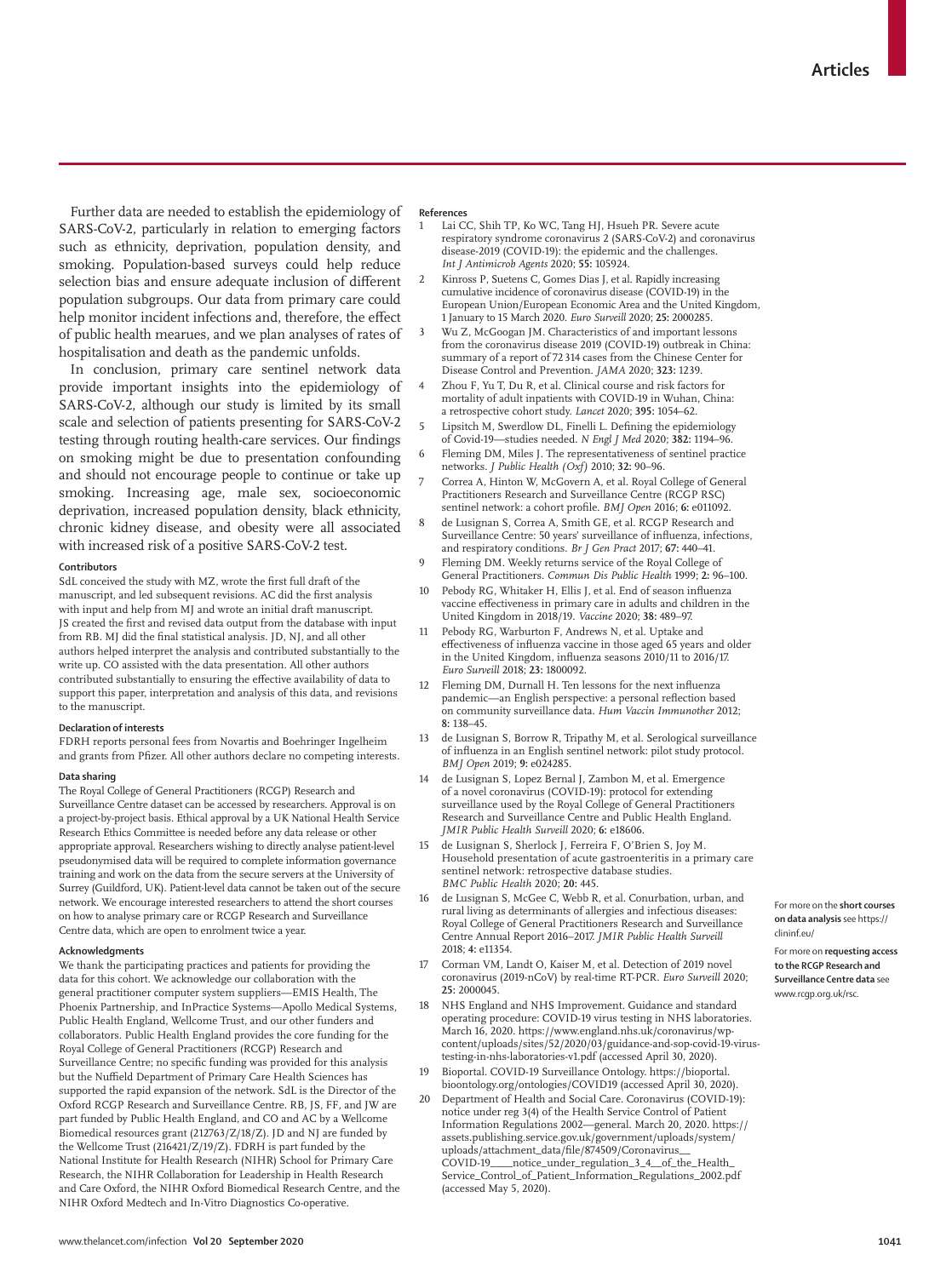Further data are needed to establish the epidemiology of SARS-CoV-2, particularly in relation to emerging factors such as ethnicity, deprivation, population density, and smoking. Population-based surveys could help reduce selection bias and ensure adequate inclusion of different population subgroups. Our data from primary care could help monitor incident infections and, therefore, the effect of public health mearues, and we plan analyses of rates of hospitalisation and death as the pandemic unfolds.

In conclusion, primary care sentinel network data provide important insights into the epidemiology of SARS-CoV-2, although our study is limited by its small scale and selection of patients presenting for SARS-CoV-2 testing through routing health-care services. Our findings on smoking might be due to presentation confounding and should not encourage people to continue or take up smoking. Increasing age, male sex, socioeconomic deprivation, increased population density, black ethnicity, chronic kidney disease, and obesity were all associated with increased risk of a positive SARS-CoV-2 test.

#### Contributors

SdL conceived the study with MZ, wrote the first full draft of the manuscript, and led subsequent revisions. AC did the first analysis with input and help from MJ and wrote an initial draft manuscript. JS created the first and revised data output from the database with input from RB. MJ did the final statistical analysis. JD, NJ, and all other authors helped interpret the analysis and contributed substantially to the write up. CO assisted with the data presentation. All other authors contributed substantially to ensuring the effective availability of data to support this paper, interpretation and analysis of this data, and revisions to the manuscript.

#### Declaration of interests

FDRH reports personal fees from Novartis and Boehringer Ingelheim and grants from Pfizer. All other authors declare no competing interests.

#### Data sharing

The Royal College of General Practitioners (RCGP) Research and Surveillance Centre dataset can be accessed by researchers. Approval is on a project-by-project basis. Ethical approval by a UK National Health Service Research Ethics Committee is needed before any data release or other appropriate approval. Researchers wishing to directly analyse patient-level pseudonymised data will be required to complete information governance training and work on the data from the secure servers at the University of Surrey (Guildford, UK). Patient-level data cannot be taken out of the secure network. We encourage interested researchers to attend the short courses on how to analyse primary care or RCGP Research and Surveillance Centre data, which are open to enrolment twice a year.

For more on the **short courses on data analysis** see https://clininf.eu/

For more on **requesting access to the RCGP Research and Surveillance Centre data** see www.rcgp.org.uk/rsc.

#### Acknowledgments

We thank the participating practices and patients for providing the data for this cohort. We acknowledge our collaboration with the general practitioner computer system suppliers—EMIS Health, The Phoenix Partnership, and InPractice Systems—Apollo Medical Systems, Public Health England, Wellcome Trust, and our other funders and collaborators. Public Health England provides the core funding for the Royal College of General Practitioners (RCGP) Research and Surveillance Centre; no specific funding was provided for this analysis but the Nuffield Department of Primary Care Health Sciences has supported the rapid expansion of the network. SdL is the Director of the Oxford RCGP Research and Surveillance Centre. RB, JS, FF, and JW are part funded by Public Health England, and CO and AC by a Wellcome Biomedical resources grant (212763/Z/18/Z). JD and NJ are funded by the Wellcome Trust (216421/Z/19/Z). FDRH is part funded by the National Institute for Health Research (NIHR) School for Primary Care Research, the NIHR Collaboration for Leadership in Health Research and Care Oxford, the NIHR Oxford Biomedical Research Centre, and the NIHR Oxford Medtech and In-Vitro Diagnostics Co-operative.

#### References

1. Lai CC, Shih TP, Ko WC, Tang HJ, Hsueh PR. Severe acute respiratory syndrome coronavirus 2 (SARS-CoV-2) and coronavirus disease-2019 (COVID-19): the epidemic and the challenges. *Int J Antimicrob Agents* 2020; **55:** 105924.
2. Kinross P, Suetens C, Gomes Dias J, et al. Rapidly increasing cumulative incidence of coronavirus disease (COVID-19) in the European Union/European Economic Area and the United Kingdom, 1 January to 15 March 2020. *Euro Surveill* 2020; **25:** 2000285.
3. Wu Z, McGoogan JM. Characteristics of and important lessons from the coronavirus disease 2019 (COVID-19) outbreak in China: summary of a report of 72 314 cases from the Chinese Center for Disease Control and Prevention. *JAMA* 2020; **323:** 1239.
4. Zhou F, Yu T, Du R, et al. Clinical course and risk factors for mortality of adult inpatients with COVID-19 in Wuhan, China: a retrospective cohort study. *Lancet* 2020; **395:** 1054–62.
5. Lipsitch M, Swerdlow DL, Finelli L. Defining the epidemiology of Covid-19—studies needed. *N Engl J Med* 2020; **382:** 1194–96.
6. Fleming DM, Miles J. The representativeness of sentinel practice networks. *J Public Health (Oxf)* 2010; **32:** 90–96.
7. Correa A, Hinton W, McGovern A, et al. Royal College of General Practitioners Research and Surveillance Centre (RCGP RSC) sentinel network: a cohort profile. *BMJ Open* 2016; **6:** e011092.
8. de Lusignan S, Correa A, Smith GE, et al. RCGP Research and Surveillance Centre: 50 years' surveillance of influenza, infections, and respiratory conditions. *Br J Gen Pract* 2017; **67:** 440–41.
9. Fleming DM. Weekly returns service of the Royal College of General Practitioners. *Commun Dis Public Health* 1999; **2:** 96–100.
10. Pebody RG, Whitaker H, Ellis J, et al. End of season influenza vaccine effectiveness in primary care in adults and children in the United Kingdom in 2018/19. *Vaccine* 2020; **38:** 489–97.
11. Pebody RG, Warburton F, Andrews N, et al. Uptake and effectiveness of influenza vaccine in those aged 65 years and older in the United Kingdom, influenza seasons 2010/11 to 2016/17. *Euro Surveill* 2018; **23:** 1800092.
12. Fleming DM, Durnall H. Ten lessons for the next influenza pandemic—an English perspective: a personal reflection based on community surveillance data. *Hum Vaccin Immunother* 2012; **8:** 138–45.
13. de Lusignan S, Borrow R, Tripathy M, et al. Serological surveillance of influenza in an English sentinel network: pilot study protocol. *BMJ Open* 2019; **9:** e024285.
14. de Lusignan S, Lopez Bernal J, Zambon M, et al. Emergence of a novel coronavirus (COVID-19): protocol for extending surveillance used by the Royal College of General Practitioners Research and Surveillance Centre and Public Health England. *JMIR Public Health Surveill* 2020; **6:** e18606.
15. de Lusignan S, Sherlock J, Ferreira F, O'Brien S, Joy M. Household presentation of acute gastroenteritis in a primary care sentinel network: retrospective database studies. *BMC Public Health* 2020; **20:** 445.
16. de Lusignan S, McGee C, Webb R, et al. Conurbation, urban, and rural living as determinants of allergies and infectious diseases: Royal College of General Practitioners Research and Surveillance Centre Annual Report 2016–2017. *JMIR Public Health Surveill* 2018; **4:** e11354.
17. Corman VM, Landt O, Kaiser M, et al. Detection of 2019 novel coronavirus (2019-nCoV) by real-time RT-PCR. *Euro Surveill* 2020; **25:** 2000045.
18. NHS England and NHS Improvement. Guidance and standard operating procedure: COVID-19 virus testing in NHS laboratories. March 16, 2020. https://www.england.nhs.uk/coronavirus/wp-content/uploads/sites/52/2020/03/guidance-and-sop-covid-19-virus-testing-in-nhs-laboratories-v1.pdf (accessed April 30, 2020).
19. Bioportal. COVID-19 Surveillance Ontology. https://bioportal.bioontology.org/ontologies/COVID19 (accessed April 30, 2020).
20. Department of Health and Social Care. Coronavirus (COVID-19): notice under reg 3(4) of the Health Service Control of Patient Information Regulations 2002—general. March 20, 2020. https://assets.publishing.service.gov.uk/government/uploads/system/uploads/attachment_data/file/874509/Coronavirus__COVID-19____notice_under_regulation_3_4__of_the_Health_Service_Control_of_Patient_Information_Regulations_2002.pdf (accessed May 5, 2020).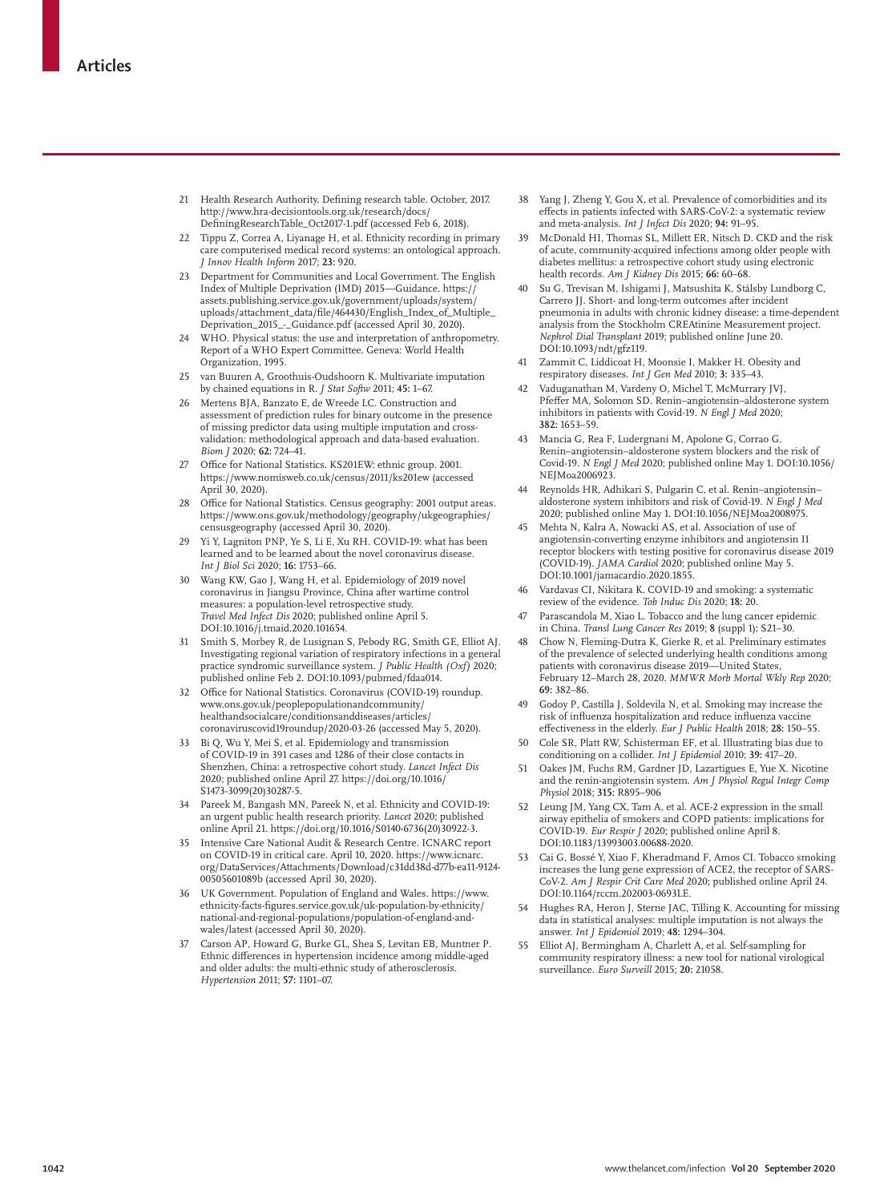21 Health Research Authority. Defining research table. October, 2017. http://www.hra-decisiontools.org.uk/research/docs/DefiningResearchTable_Oct2017-1.pdf (accessed Feb 6, 2018).

22 Tippu Z, Correa A, Liyanage H, et al. Ethnicity recording in primary care computerised medical record systems: an ontological approach. *J Innov Health Inform* 2017; **23:** 920.

23 Department for Communities and Local Government. The English Index of Multiple Deprivation (IMD) 2015—Guidance. https://assets.publishing.service.gov.uk/government/uploads/system/uploads/attachment_data/file/464430/English_Index_of_Multiple_Deprivation_2015_-_Guidance.pdf (accessed April 30, 2020).

24 WHO. Physical status: the use and interpretation of anthropometry. Report of a WHO Expert Committee. Geneva: World Health Organization, 1995.

25 van Buuren A, Groothuis-Oudshoorn K. Multivariate imputation by chained equations in R. *J Stat Softw* 2011; **45:** 1–67.

26 Mertens BJA, Banzato E, de Wreede LC. Construction and assessment of prediction rules for binary outcome in the presence of missing predictor data using multiple imputation and cross-validation: methodological approach and data-based evaluation. *Biom J* 2020; **62:** 724–41.

27 Office for National Statistics. KS201EW: ethnic group. 2001. https://www.nomisweb.co.uk/census/2011/ks201ew (accessed April 30, 2020).

28 Office for National Statistics. Census geography: 2001 output areas. https://www.ons.gov.uk/methodology/geography/ukgeographies/censusgeography (accessed April 30, 2020).

29 Yi Y, Lagniton PNP, Ye S, Li E, Xu RH. COVID-19: what has been learned and to be learned about the novel coronavirus disease. *Int J Biol Sci* 2020; **16:** 1753–66.

30 Wang KW, Gao J, Wang H, et al. Epidemiology of 2019 novel coronavirus in Jiangsu Province, China after wartime control measures: a population-level retrospective study. *Travel Med Infect Dis* 2020; published online April 5. DOI:10.1016/j.tmaid.2020.101654.

31 Smith S, Morbey R, de Lusignan S, Pebody RG, Smith GE, Elliot AJ. Investigating regional variation of respiratory infections in a general practice syndromic surveillance system. *J Public Health (Oxf)* 2020; published online Feb 2. DOI:10.1093/pubmed/fdaa014.

32 Office for National Statistics. Coronavirus (COVID-19) roundup. www.ons.gov.uk/peoplepopulationandcommunity/healthandsocialcare/conditionsanddiseases/articles/coronaviruscovid19roundup/2020-03-26 (accessed May 5, 2020).

33 Bi Q, Wu Y, Mei S, et al. Epidemiology and transmission of COVID-19 in 391 cases and 1286 of their close contacts in Shenzhen, China: a retrospective cohort study. *Lancet Infect Dis* 2020; published online April 27. https://doi.org/10.1016/S1473-3099(20)30287-5.

34 Pareek M, Bangash MN, Pareek N, et al. Ethnicity and COVID-19: an urgent public health research priority. *Lancet* 2020; published online April 21. https://doi.org/10.1016/S0140-6736(20)30922-3.

35 Intensive Care National Audit & Research Centre. ICNARC report on COVID-19 in critical care. April 10, 2020. https://www.icnarc.org/DataServices/Attachments/Download/c31dd38d-d77b-ea11-9124-00505601089b (accessed April 30, 2020).

36 UK Government. Population of England and Wales. https://www.ethnicity-facts-figures.service.gov.uk/uk-population-by-ethnicity/national-and-regional-populations/population-of-england-and-wales/latest (accessed April 30, 2020).

37 Carson AP, Howard G, Burke GL, Shea S, Levitan EB, Muntner P. Ethnic differences in hypertension incidence among middle-aged and older adults: the multi-ethnic study of atherosclerosis. *Hypertension* 2011; **57:** 1101–07.

38 Yang J, Zheng Y, Gou X, et al. Prevalence of comorbidities and its effects in patients infected with SARS-CoV-2: a systematic review and meta-analysis. *Int J Infect Dis* 2020; **94:** 91–95.

39 McDonald HI, Thomas SL, Millett ER, Nitsch D. CKD and the risk of acute, community-acquired infections among older people with diabetes mellitus: a retrospective cohort study using electronic health records. *Am J Kidney Dis* 2015; **66:** 60–68.

40 Su G, Trevisan M, Ishigami J, Matsushita K, Stålsby Lundborg C, Carrero JJ. Short- and long-term outcomes after incident pneumonia in adults with chronic kidney disease: a time-dependent analysis from the Stockholm CREAtinine Measurement project. *Nephrol Dial Transplant* 2019; published online June 20. DOI:10.1093/ndt/gfz119.

41 Zammit C, Liddicoat H, Moonsie I, Makker H. Obesity and respiratory diseases. *Int J Gen Med* 2010; **3:** 335–43.

42 Vaduganathan M, Vardeny O, Michel T, McMurray JVJ, Pfeffer MA, Solomon SD. Renin–angiotensin–aldosterone system inhibitors in patients with Covid-19. *N Engl J Med* 2020; **382:** 1653–59.

43 Mancia G, Rea F, Ludergnani M, Apolone G, Corrao G. Renin–angiotensin–aldosterone system blockers and the risk of Covid-19. *N Engl J Med* 2020; published online May 1. DOI:10.1056/NEJMoa2006923.

44 Reynolds HR, Adhikari S, Pulgarin C, et al. Renin–angiotensin–aldosterone system inhibitors and risk of Covid-19. *N Engl J Med* 2020; published online May 1. DOI:10.1056/NEJMoa2008975.

45 Mehta N, Kalra A, Nowacki AS, et al. Association of use of angiotensin-converting enzyme inhibitors and angiotensin II receptor blockers with testing positive for coronavirus disease 2019 (COVID-19). *JAMA Cardiol* 2020; published online May 5. DOI:10.1001/jamacardio.2020.1855.

46 Vardavas CI, Nikitara K. COVID-19 and smoking: a systematic review of the evidence. *Tob Induc Dis* 2020; **18:** 20.

47 Parascandola M, Xiao L. Tobacco and the lung cancer epidemic in China. *Transl Lung Cancer Res* 2019; **8** (suppl 1)**:** S21–30.

48 Chow N, Fleming-Dutra K, Gierke R, et al. Preliminary estimates of the prevalence of selected underlying health conditions among patients with coronavirus disease 2019—United States, February 12–March 28, 2020. *MMWR Morb Mortal Wkly Rep* 2020; **69:** 382–86.

49 Godoy P, Castilla J, Soldevila N, et al. Smoking may increase the risk of influenza hospitalization and reduce influenza vaccine effectiveness in the elderly. *Eur J Public Health* 2018; **28:** 150–55.

50 Cole SR, Platt RW, Schisterman EF, et al. Illustrating bias due to conditioning on a collider. *Int J Epidemiol* 2010; **39:** 417–20.

51 Oakes JM, Fuchs RM, Gardner JD, Lazartigues E, Yue X. Nicotine and the renin-angiotensin system. *Am J Physiol Regul Integr Comp Physiol* 2018; **315:** R895–906

52 Leung JM, Yang CX, Tam A, et al. ACE-2 expression in the small airway epithelia of smokers and COPD patients: implications for COVID-19. *Eur Respir J* 2020; published online April 8. DOI:10.1183/13993003.00688-2020.

53 Cai G, Bossé Y, Xiao F, Kheradmand F, Amos CI. Tobacco smoking increases the lung gene expression of ACE2, the receptor of SARS-CoV-2. *Am J Respir Crit Care Med* 2020; published online April 24. DOI:10.1164/rccm.202003-0693LE.

54 Hughes RA, Heron J, Sterne JAC, Tilling K. Accounting for missing data in statistical analyses: multiple imputation is not always the answer. *Int J Epidemiol* 2019; **48:** 1294–304.

55 Elliot AJ, Bermingham A, Charlett A, et al. Self-sampling for community respiratory illness: a new tool for national virological surveillance. *Euro Surveill* 2015; **20:** 21058.